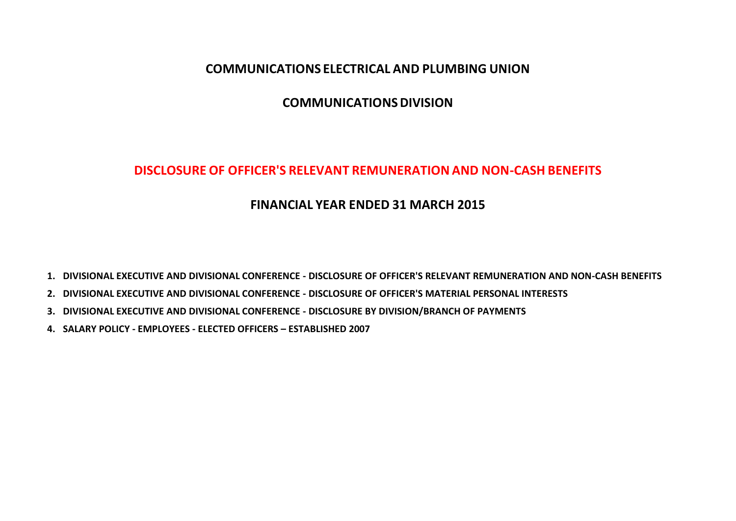# COMMUNICATIONS ELECTRICAL AND PLUMBING UNION

## COMMUNICATIONS DIVISION

## DISCLOSURE OF OFFICER'S RELEVANT REMUNERATION AND NON-CASH BENEFITS

## FINANCIAL YEAR ENDED 31 MARCH 2015

1. **DIVISIONAL EXECUTIVE AND DIVISIONAL CONFERENCE - DISCLOSURE OF OFFICER'S RELEVANT REMUNERATION AND NON-CASH BENEFITS**
2. **DIVISIONAL EXECUTIVE AND DIVISIONAL CONFERENCE - DISCLOSURE OF OFFICER'S MATERIAL PERSONAL INTERESTS**
3. **DIVISIONAL EXECUTIVE AND DIVISIONAL CONFERENCE - DISCLOSURE BY DIVISION/BRANCH OF PAYMENTS**
4. **SALARY POLICY - EMPLOYEES - ELECTED OFFICERS – ESTABLISHED 2007**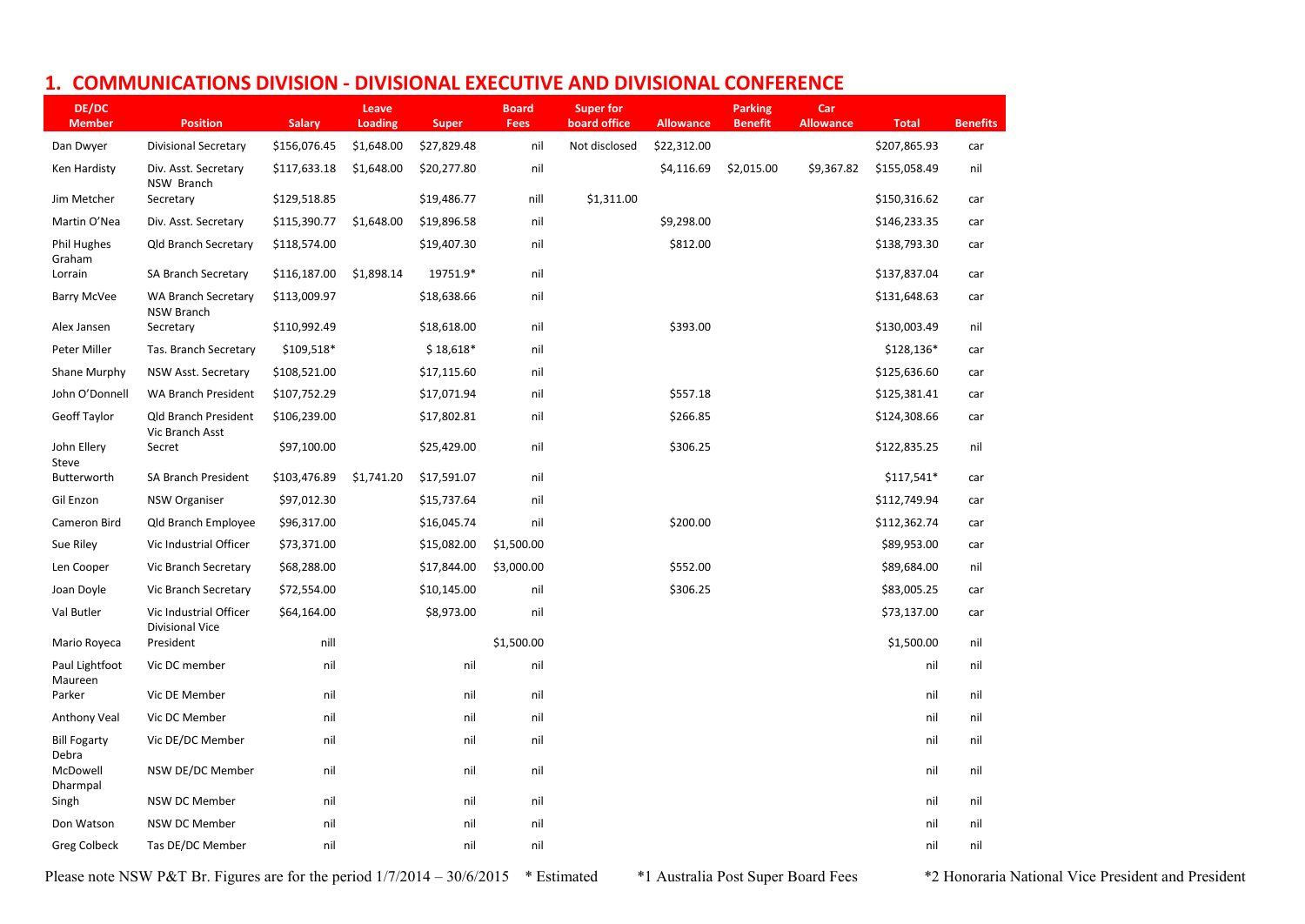## 1. COMMUNICATIONS DIVISION - DIVISIONAL EXECUTIVE AND DIVISIONAL CONFERENCE

| DE/DC Member | Position | Salary | Leave Loading | Super | Board Fees | Super for board office | Allowance | Parking Benefit | Car Allowance | Total | Benefits |
|---|---|---|---|---|---|---|---|---|---|---|---|
| Dan Dwyer | Divisional Secretary | $156,076.45 | $1,648.00 | $27,829.48 | nil | Not disclosed | $22,312.00 | | | $207,865.93 | car |
| Ken Hardisty | Div. Asst. Secretary | $117,633.18 | $1,648.00 | $20,277.80 | nil | | $4,116.69 | $2,015.00 | $9,367.82 | $155,058.49 | nil |
| Jim Metcher | NSW Branch Secretary | $129,518.85 | | $19,486.77 | nill | $1,311.00 | | | | $150,316.62 | car |
| Martin O'Nea | Div. Asst. Secretary | $115,390.77 | $1,648.00 | $19,896.58 | nil | | $9,298.00 | | | $146,233.35 | car |
| Phil Hughes | Qld Branch Secretary | $118,574.00 | | $19,407.30 | nil | | $812.00 | | | $138,793.30 | car |
| Graham Lorrain | SA Branch Secretary | $116,187.00 | $1,898.14 | 19751.9* | nil | | | | | $137,837.04 | car |
| Barry McVee | WA Branch Secretary | $113,009.97 | | $18,638.66 | nil | | | | | $131,648.63 | car |
| Alex Jansen | NSW Branch Secretary | $110,992.49 | | $18,618.00 | nil | | $393.00 | | | $130,003.49 | nil |
| Peter Miller | Tas. Branch Secretary | $109,518* | | $ 18,618* | nil | | | | | $128,136* | car |
| Shane Murphy | NSW Asst. Secretary | $108,521.00 | | $17,115.60 | nil | | | | | $125,636.60 | car |
| John O'Donnell | WA Branch President | $107,752.29 | | $17,071.94 | nil | | $557.18 | | | $125,381.41 | car |
| Geoff Taylor | Qld Branch President | $106,239.00 | | $17,802.81 | nil | | $266.85 | | | $124,308.66 | car |
| John Ellery | Vic Branch Asst Secret | $97,100.00 | | $25,429.00 | nil | | $306.25 | | | $122,835.25 | nil |
| Steve Butterworth | SA Branch President | $103,476.89 | $1,741.20 | $17,591.07 | nil | | | | | $117,541* | car |
| Gil Enzon | NSW Organiser | $97,012.30 | | $15,737.64 | nil | | | | | $112,749.94 | car |
| Cameron Bird | Qld Branch Employee | $96,317.00 | | $16,045.74 | nil | | $200.00 | | | $112,362.74 | car |
| Sue Riley | Vic Industrial Officer | $73,371.00 | | $15,082.00 | $1,500.00 | | | | | $89,953.00 | car |
| Len Cooper | Vic Branch Secretary | $68,288.00 | | $17,844.00 | $3,000.00 | | $552.00 | | | $89,684.00 | nil |
| Joan Doyle | Vic Branch Secretary | $72,554.00 | | $10,145.00 | nil | | $306.25 | | | $83,005.25 | car |
| Val Butler | Vic Industrial Officer | $64,164.00 | | $8,973.00 | nil | | | | | $73,137.00 | car |
| Mario Royeca | Divisional Vice President | nill | | | $1,500.00 | | | | | $1,500.00 | nil |
| Paul Lightfoot | Vic DC member | nil | | nil | nil | | | | | nil | nil |
| Maureen Parker | Vic DE Member | nil | | nil | nil | | | | | nil | nil |
| Anthony Veal | Vic DC Member | nil | | nil | nil | | | | | nil | nil |
| Bill Fogarty | Vic DE/DC Member | nil | | nil | nil | | | | | nil | nil |
| Debra McDowell | NSW DE/DC Member | nil | | nil | nil | | | | | nil | nil |
| Dharmpal Singh | NSW DC Member | nil | | nil | nil | | | | | nil | nil |
| Don Watson | NSW DC Member | nil | | nil | nil | | | | | nil | nil |
| Greg Colbeck | Tas DE/DC Member | nil | | nil | nil | | | | | nil | nil |

Please note NSW P&T Br. Figures are for the period 1/7/2014 – 30/6/2015 * Estimated *1 Australia Post Super Board Fees *2 Honoraria National Vice President and President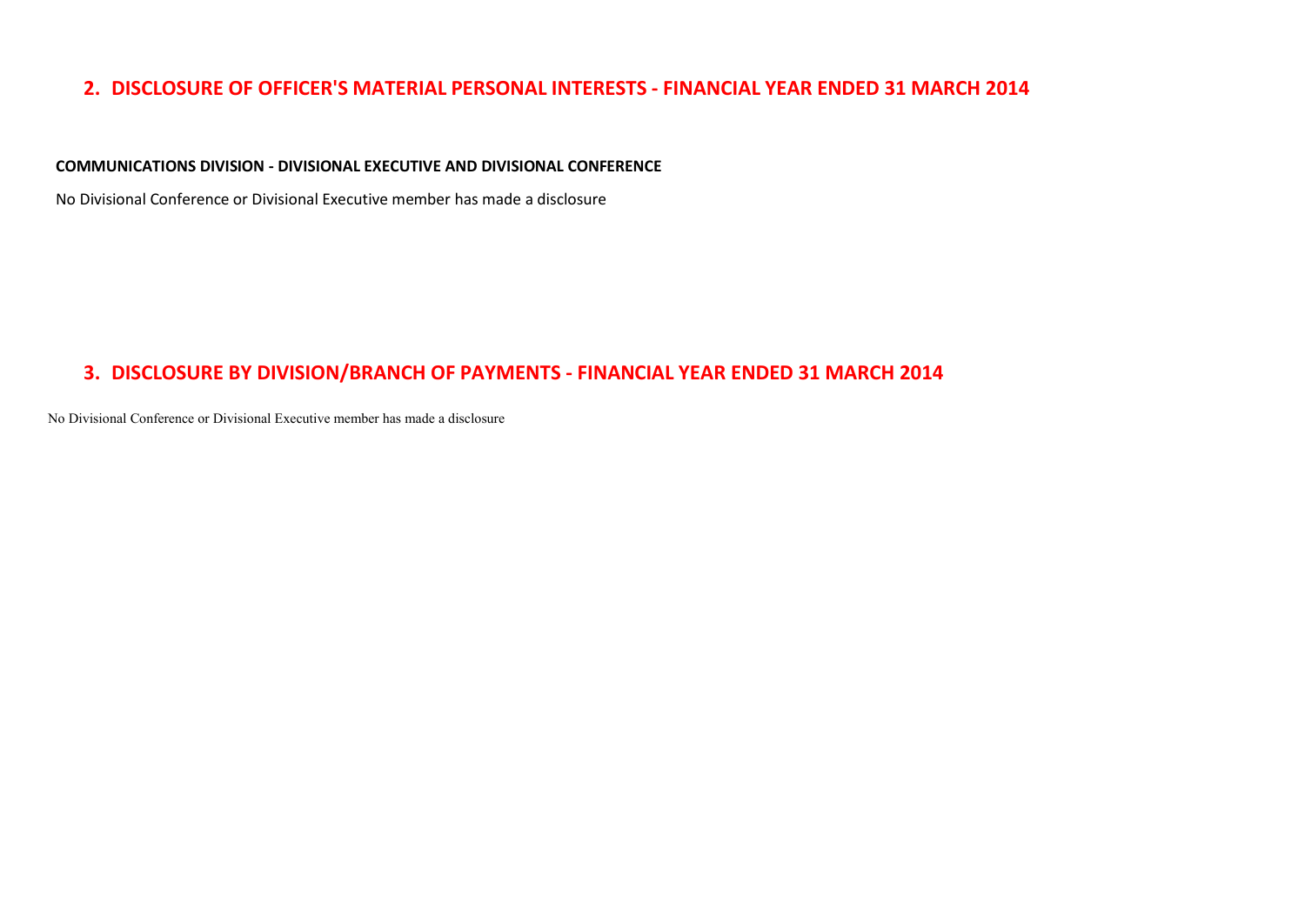## 2. DISCLOSURE OF OFFICER'S MATERIAL PERSONAL INTERESTS - FINANCIAL YEAR ENDED 31 MARCH 2014

**COMMUNICATIONS DIVISION - DIVISIONAL EXECUTIVE AND DIVISIONAL CONFERENCE**

No Divisional Conference or Divisional Executive member has made a disclosure

## 3. DISCLOSURE BY DIVISION/BRANCH OF PAYMENTS - FINANCIAL YEAR ENDED 31 MARCH 2014

No Divisional Conference or Divisional Executive member has made a disclosure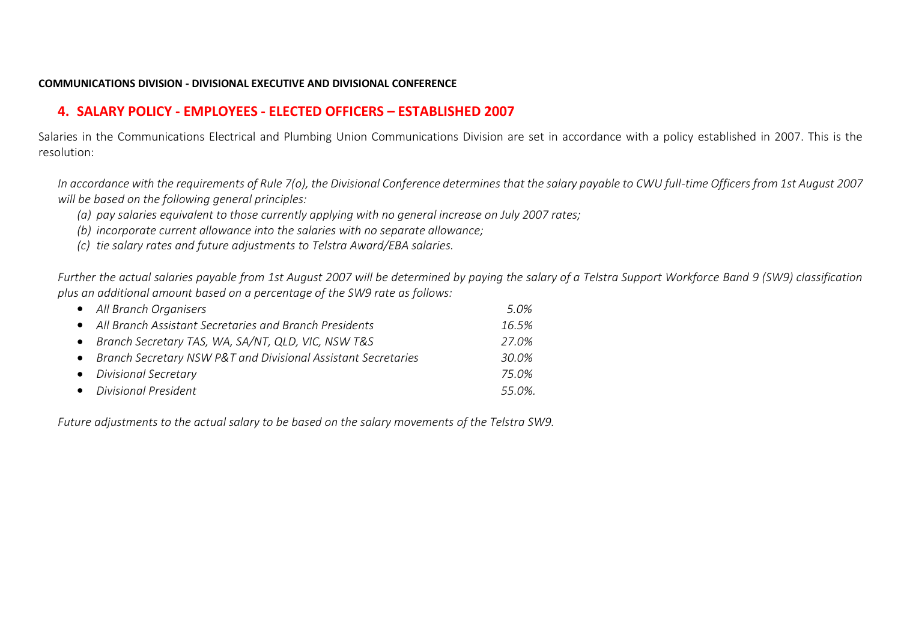**COMMUNICATIONS DIVISION - DIVISIONAL EXECUTIVE AND DIVISIONAL CONFERENCE**

## 4. SALARY POLICY - EMPLOYEES - ELECTED OFFICERS – ESTABLISHED 2007

Salaries in the Communications Electrical and Plumbing Union Communications Division are set in accordance with a policy established in 2007. This is the resolution:

*In accordance with the requirements of Rule 7(o), the Divisional Conference determines that the salary payable to CWU full-time Officers from 1st August 2007 will be based on the following general principles:*

*(a) pay salaries equivalent to those currently applying with no general increase on July 2007 rates;*
*(b) incorporate current allowance into the salaries with no separate allowance;*
*(c) tie salary rates and future adjustments to Telstra Award/EBA salaries.*

*Further the actual salaries payable from 1st August 2007 will be determined by paying the salary of a Telstra Support Workforce Band 9 (SW9) classification plus an additional amount based on a percentage of the SW9 rate as follows:*

- *All Branch Organisers* 5.0%
- *All Branch Assistant Secretaries and Branch Presidents* 16.5%
- *Branch Secretary TAS, WA, SA/NT, QLD, VIC, NSW T&S* 27.0%
- *Branch Secretary NSW P&T and Divisional Assistant Secretaries* 30.0%
- *Divisional Secretary* 75.0%
- *Divisional President* 55.0%.

*Future adjustments to the actual salary to be based on the salary movements of the Telstra SW9.*